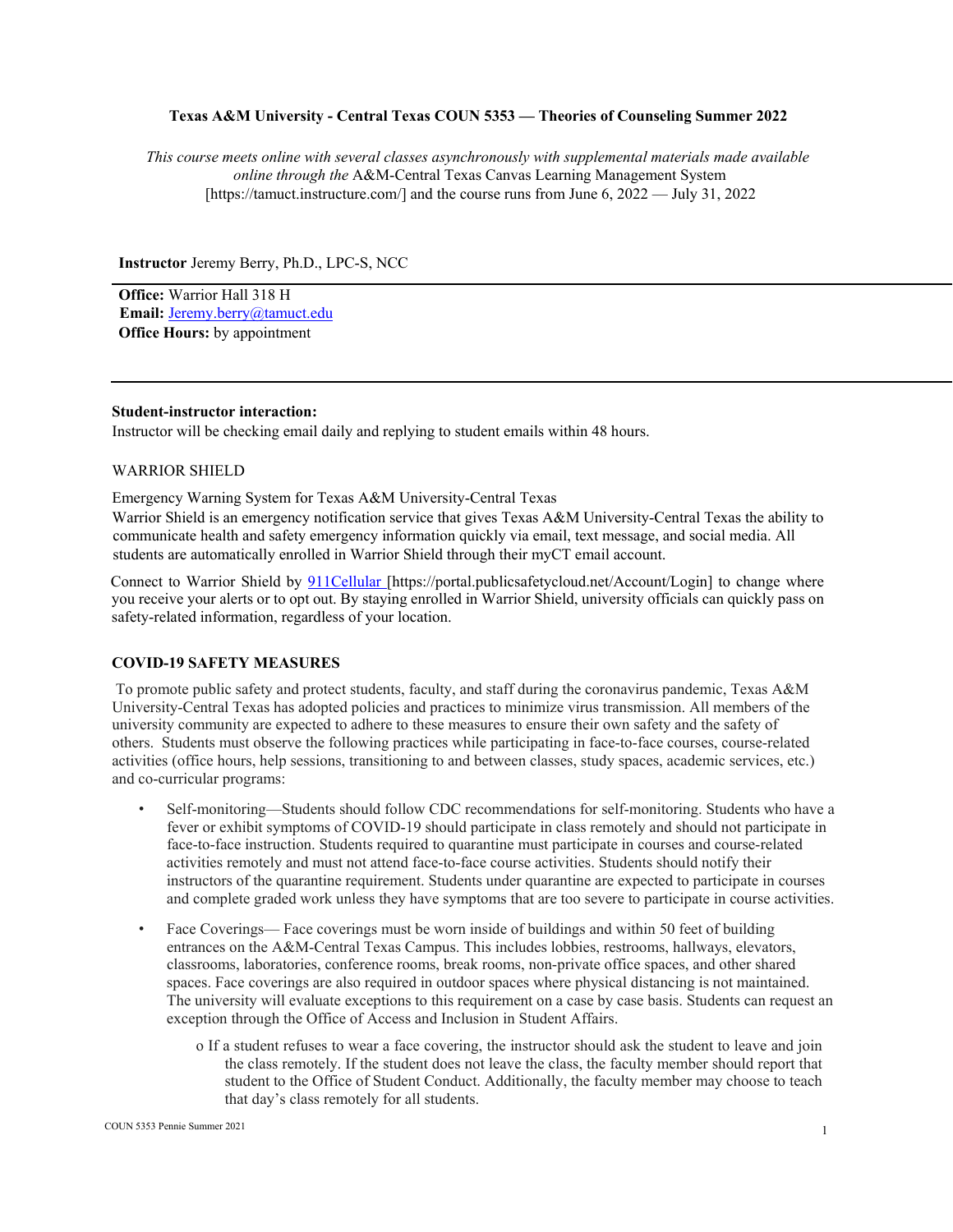**Texas A&M University - Central Texas COUN 5353 — Theories of Counseling Summer 2022**

*This course meets online with several classes asynchronously with supplemental materials made available online through the* A&M-Central Texas Canvas Learning Management System [https://tamuct.instructure.com/] and the course runs from June 6, 2022 — July 31, 2022

**Instructor** Jeremy Berry, Ph.D., LPC-S, NCC

**Office:** Warrior Hall 318 H
**Email:** Jeremy.berry@tamuct.edu
**Office Hours:** by appointment

---

**Student-instructor interaction:**
Instructor will be checking email daily and replying to student emails within 48 hours.

WARRIOR SHIELD

Emergency Warning System for Texas A&M University-Central Texas
Warrior Shield is an emergency notification service that gives Texas A&M University-Central Texas the ability to communicate health and safety emergency information quickly via email, text message, and social media. All students are automatically enrolled in Warrior Shield through their myCT email account.

Connect to Warrior Shield by 911Cellular [https://portal.publicsafetycloud.net/Account/Login] to change where you receive your alerts or to opt out. By staying enrolled in Warrior Shield, university officials can quickly pass on safety-related information, regardless of your location.

**COVID-19 SAFETY MEASURES**

To promote public safety and protect students, faculty, and staff during the coronavirus pandemic, Texas A&M University-Central Texas has adopted policies and practices to minimize virus transmission. All members of the university community are expected to adhere to these measures to ensure their own safety and the safety of others. Students must observe the following practices while participating in face-to-face courses, course-related activities (office hours, help sessions, transitioning to and between classes, study spaces, academic services, etc.) and co-curricular programs:

- Self-monitoring—Students should follow CDC recommendations for self-monitoring. Students who have a fever or exhibit symptoms of COVID-19 should participate in class remotely and should not participate in face-to-face instruction. Students required to quarantine must participate in courses and course-related activities remotely and must not attend face-to-face course activities. Students should notify their instructors of the quarantine requirement. Students under quarantine are expected to participate in courses and complete graded work unless they have symptoms that are too severe to participate in course activities.
- Face Coverings— Face coverings must be worn inside of buildings and within 50 feet of building entrances on the A&M-Central Texas Campus. This includes lobbies, restrooms, hallways, elevators, classrooms, laboratories, conference rooms, break rooms, non-private office spaces, and other shared spaces. Face coverings are also required in outdoor spaces where physical distancing is not maintained. The university will evaluate exceptions to this requirement on a case by case basis. Students can request an exception through the Office of Access and Inclusion in Student Affairs.
    - If a student refuses to wear a face covering, the instructor should ask the student to leave and join the class remotely. If the student does not leave the class, the faculty member should report that student to the Office of Student Conduct. Additionally, the faculty member may choose to teach that day's class remotely for all students.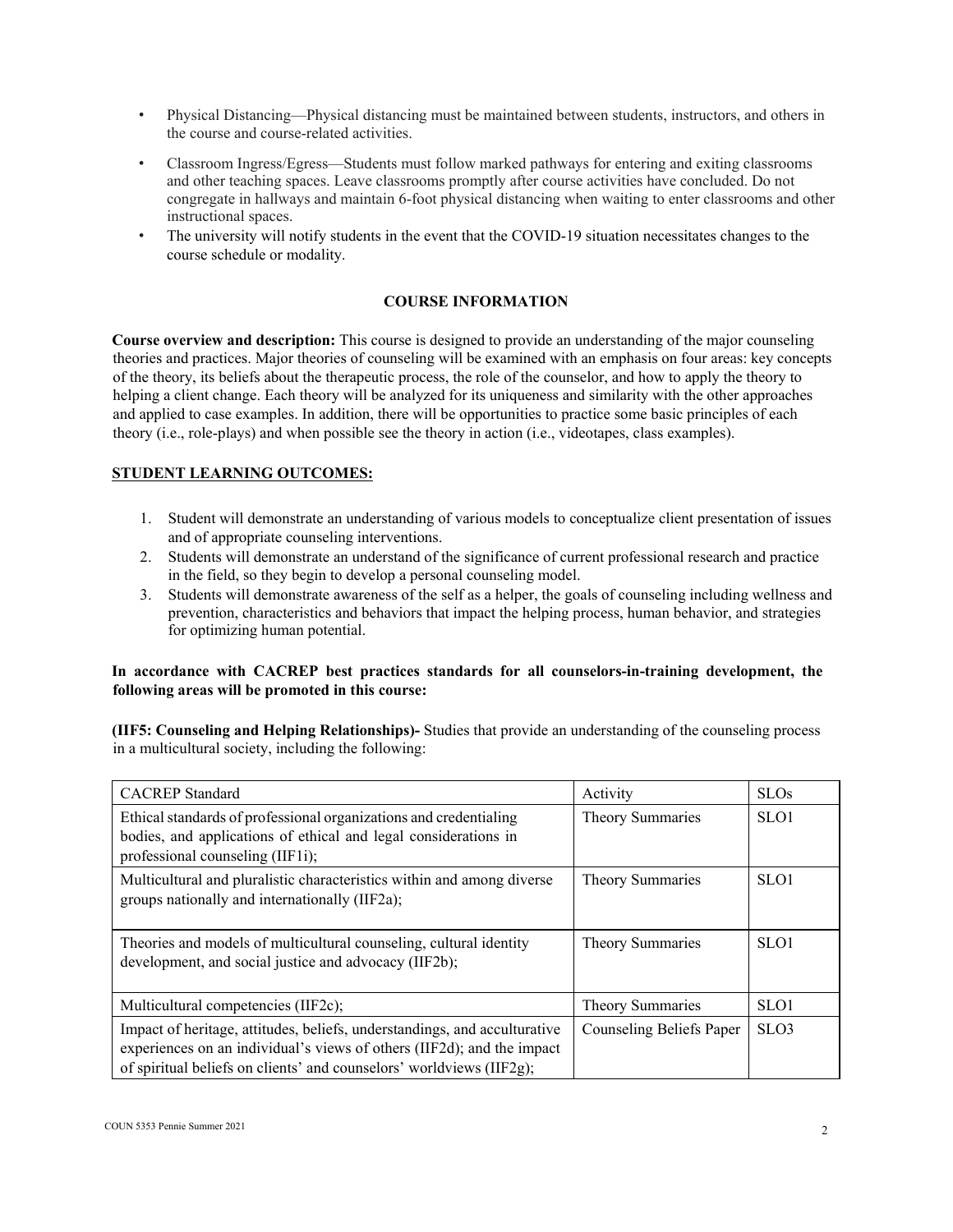- Physical Distancing—Physical distancing must be maintained between students, instructors, and others in the course and course-related activities.
- Classroom Ingress/Egress—Students must follow marked pathways for entering and exiting classrooms and other teaching spaces. Leave classrooms promptly after course activities have concluded. Do not congregate in hallways and maintain 6-foot physical distancing when waiting to enter classrooms and other instructional spaces.
- The university will notify students in the event that the COVID-19 situation necessitates changes to the course schedule or modality.

## COURSE INFORMATION

**Course overview and description:** This course is designed to provide an understanding of the major counseling theories and practices. Major theories of counseling will be examined with an emphasis on four areas: key concepts of the theory, its beliefs about the therapeutic process, the role of the counselor, and how to apply the theory to helping a client change. Each theory will be analyzed for its uniqueness and similarity with the other approaches and applied to case examples. In addition, there will be opportunities to practice some basic principles of each theory (i.e., role-plays) and when possible see the theory in action (i.e., videotapes, class examples).

**STUDENT LEARNING OUTCOMES:**

1. Student will demonstrate an understanding of various models to conceptualize client presentation of issues and of appropriate counseling interventions.
2. Students will demonstrate an understand of the significance of current professional research and practice in the field, so they begin to develop a personal counseling model.
3. Students will demonstrate awareness of the self as a helper, the goals of counseling including wellness and prevention, characteristics and behaviors that impact the helping process, human behavior, and strategies for optimizing human potential.

**In accordance with CACREP best practices standards for all counselors-in-training development, the following areas will be promoted in this course:**

**(IIF5: Counseling and Helping Relationships)-** Studies that provide an understanding of the counseling process in a multicultural society, including the following:

| CACREP Standard | Activity | SLOs |
|---|---|---|
| Ethical standards of professional organizations and credentialing bodies, and applications of ethical and legal considerations in professional counseling (IIF1i); | Theory Summaries | SLO1 |
| Multicultural and pluralistic characteristics within and among diverse groups nationally and internationally (IIF2a); | Theory Summaries | SLO1 |
| Theories and models of multicultural counseling, cultural identity development, and social justice and advocacy (IIF2b); | Theory Summaries | SLO1 |
| Multicultural competencies (IIF2c); | Theory Summaries | SLO1 |
| Impact of heritage, attitudes, beliefs, understandings, and acculturative experiences on an individual's views of others (IIF2d); and the impact of spiritual beliefs on clients' and counselors' worldviews (IIF2g); | Counseling Beliefs Paper | SLO3 |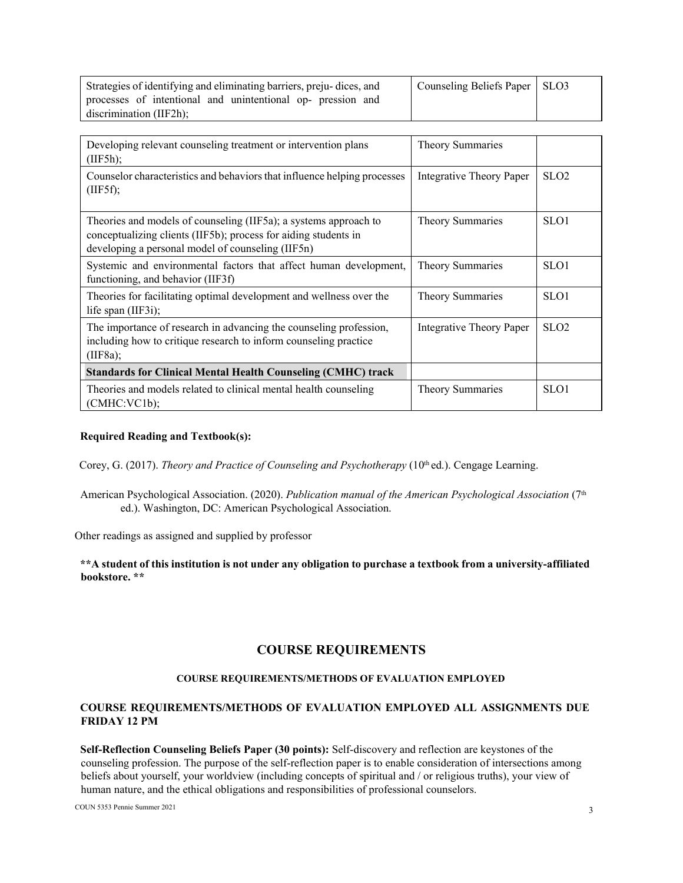| | | |
|---|---|---|
| Strategies of identifying and eliminating barriers, preju- dices, and processes of intentional and unintentional op- pression and discrimination (IIF2h); | Counseling Beliefs Paper | SLO3 |
| Developing relevant counseling treatment or intervention plans (IIF5h); | Theory Summaries | |
| Counselor characteristics and behaviors that influence helping processes (IIF5f); | Integrative Theory Paper | SLO2 |
| Theories and models of counseling (IIF5a); a systems approach to conceptualizing clients (IIF5b); process for aiding students in developing a personal model of counseling (IIF5n) | Theory Summaries | SLO1 |
| Systemic and environmental factors that affect human development, functioning, and behavior (IIF3f) | Theory Summaries | SLO1 |
| Theories for facilitating optimal development and wellness over the life span (IIF3i); | Theory Summaries | SLO1 |
| The importance of research in advancing the counseling profession, including how to critique research to inform counseling practice (IIF8a); | Integrative Theory Paper | SLO2 |
| **Standards for Clinical Mental Health Counseling (CMHC) track** | | |
| Theories and models related to clinical mental health counseling (CMHC:VC1b); | Theory Summaries | SLO1 |

**Required Reading and Textbook(s):**

Corey, G. (2017). *Theory and Practice of Counseling and Psychotherapy* (10th ed.). Cengage Learning.

American Psychological Association. (2020). *Publication manual of the American Psychological Association* (7th ed.). Washington, DC: American Psychological Association.

Other readings as assigned and supplied by professor

**\*\*A student of this institution is not under any obligation to purchase a textbook from a university-affiliated bookstore. \*\***

## COURSE REQUIREMENTS

#### COURSE REQUIREMENTS/METHODS OF EVALUATION EMPLOYED

#### COURSE REQUIREMENTS/METHODS OF EVALUATION EMPLOYED ALL ASSIGNMENTS DUE FRIDAY 12 PM

**Self-Reflection Counseling Beliefs Paper (30 points):** Self-discovery and reflection are keystones of the counseling profession. The purpose of the self-reflection paper is to enable consideration of intersections among beliefs about yourself, your worldview (including concepts of spiritual and / or religious truths), your view of human nature, and the ethical obligations and responsibilities of professional counselors.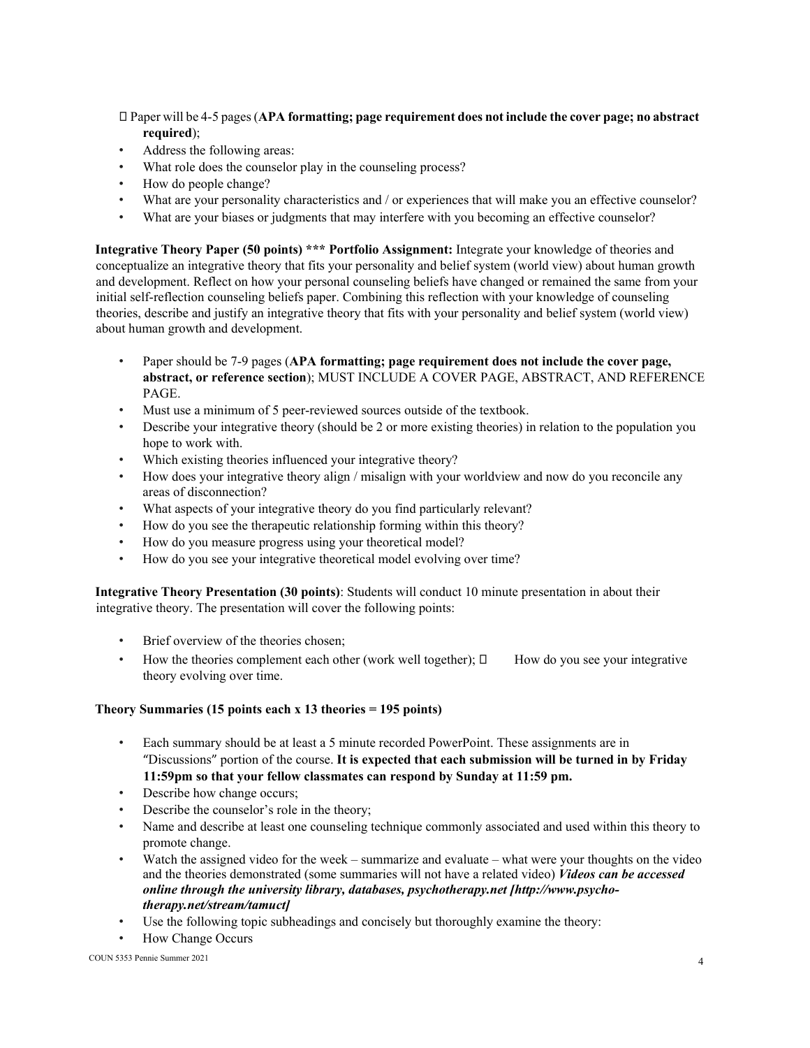- Paper will be 4-5 pages (**APA formatting; page requirement does not include the cover page; no abstract required**);
- Address the following areas:
- What role does the counselor play in the counseling process?
- How do people change?
- What are your personality characteristics and / or experiences that will make you an effective counselor?
- What are your biases or judgments that may interfere with you becoming an effective counselor?

**Integrative Theory Paper (50 points) \*\*\* Portfolio Assignment:** Integrate your knowledge of theories and conceptualize an integrative theory that fits your personality and belief system (world view) about human growth and development. Reflect on how your personal counseling beliefs have changed or remained the same from your initial self-reflection counseling beliefs paper. Combining this reflection with your knowledge of counseling theories, describe and justify an integrative theory that fits with your personality and belief system (world view) about human growth and development.

- Paper should be 7-9 pages (**APA formatting; page requirement does not include the cover page, abstract, or reference section**); MUST INCLUDE A COVER PAGE, ABSTRACT, AND REFERENCE PAGE.
- Must use a minimum of 5 peer-reviewed sources outside of the textbook.
- Describe your integrative theory (should be 2 or more existing theories) in relation to the population you hope to work with.
- Which existing theories influenced your integrative theory?
- How does your integrative theory align / misalign with your worldview and now do you reconcile any areas of disconnection?
- What aspects of your integrative theory do you find particularly relevant?
- How do you see the therapeutic relationship forming within this theory?
- How do you measure progress using your theoretical model?
- How do you see your integrative theoretical model evolving over time?

**Integrative Theory Presentation (30 points)**: Students will conduct 10 minute presentation in about their integrative theory. The presentation will cover the following points:

- Brief overview of the theories chosen;
- How the theories complement each other (work well together);
- How do you see your integrative theory evolving over time.

**Theory Summaries (15 points each x 13 theories = 195 points)**

- Each summary should be at least a 5 minute recorded PowerPoint. These assignments are in "Discussions" portion of the course. **It is expected that each submission will be turned in by Friday 11:59pm so that your fellow classmates can respond by Sunday at 11:59 pm.**
- Describe how change occurs;
- Describe the counselor's role in the theory;
- Name and describe at least one counseling technique commonly associated and used within this theory to promote change.
- Watch the assigned video for the week – summarize and evaluate – what were your thoughts on the video and the theories demonstrated (some summaries will not have a related video) ***Videos can be accessed online through the university library, databases, psychotherapy.net [http://www.psycho-therapy.net/stream/tamuct]***
- Use the following topic subheadings and concisely but thoroughly examine the theory:
- How Change Occurs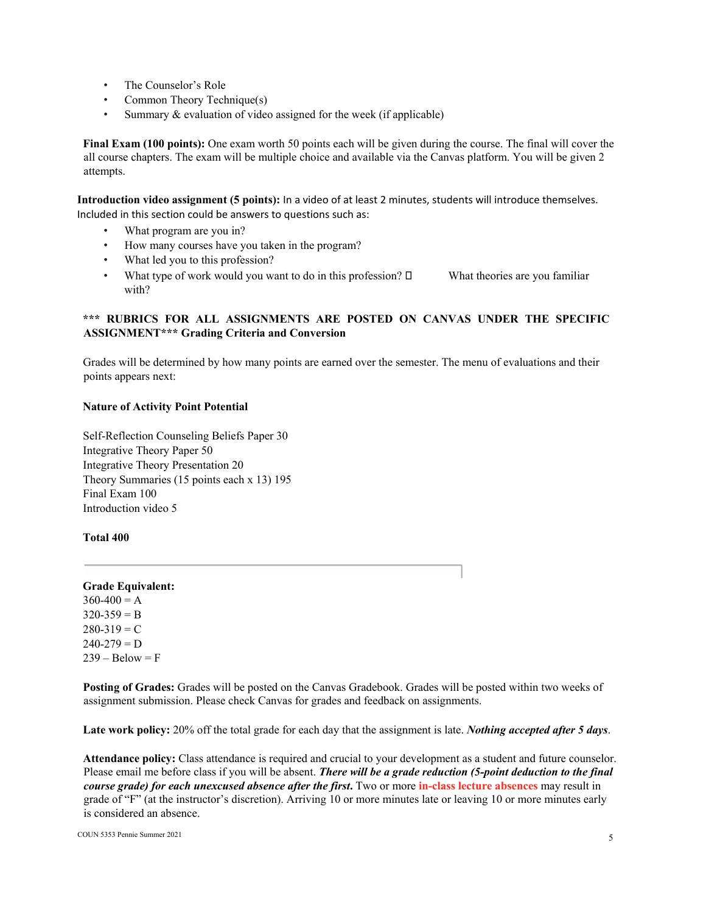- The Counselor's Role
- Common Theory Technique(s)
- Summary & evaluation of video assigned for the week (if applicable)

**Final Exam (100 points):** One exam worth 50 points each will be given during the course. The final will cover the all course chapters. The exam will be multiple choice and available via the Canvas platform. You will be given 2 attempts.

**Introduction video assignment (5 points):** In a video of at least 2 minutes, students will introduce themselves. Included in this section could be answers to questions such as:

- What program are you in?
- How many courses have you taken in the program?
- What led you to this profession?
- What type of work would you want to do in this profession? 
- What theories are you familiar with?

**\*\*\* RUBRICS FOR ALL ASSIGNMENTS ARE POSTED ON CANVAS UNDER THE SPECIFIC ASSIGNMENT\*\*\* Grading Criteria and Conversion**

Grades will be determined by how many points are earned over the semester. The menu of evaluations and their points appears next:

| Nature of Activity | Point Potential |
|---|---|
| Self-Reflection Counseling Beliefs Paper | 30 |
| Integrative Theory Paper | 50 |
| Integrative Theory Presentation | 20 |
| Theory Summaries (15 points each x 13) | 195 |
| Final Exam | 100 |
| Introduction video | 5 |
| **Total** | **400** |

**Grade Equivalent:**
360-400 = A
320-359 = B
280-319 = C
240-279 = D
239 – Below = F

**Posting of Grades:** Grades will be posted on the Canvas Gradebook. Grades will be posted within two weeks of assignment submission. Please check Canvas for grades and feedback on assignments.

**Late work policy:** 20% off the total grade for each day that the assignment is late. ***Nothing accepted after 5 days***.

**Attendance policy:** Class attendance is required and crucial to your development as a student and future counselor. Please email me before class if you will be absent. ***There will be a grade reduction (5-point deduction to the final course grade) for each unexcused absence after the first.*** Two or more in-class lecture absences may result in grade of "F" (at the instructor's discretion). Arriving 10 or more minutes late or leaving 10 or more minutes early is considered an absence.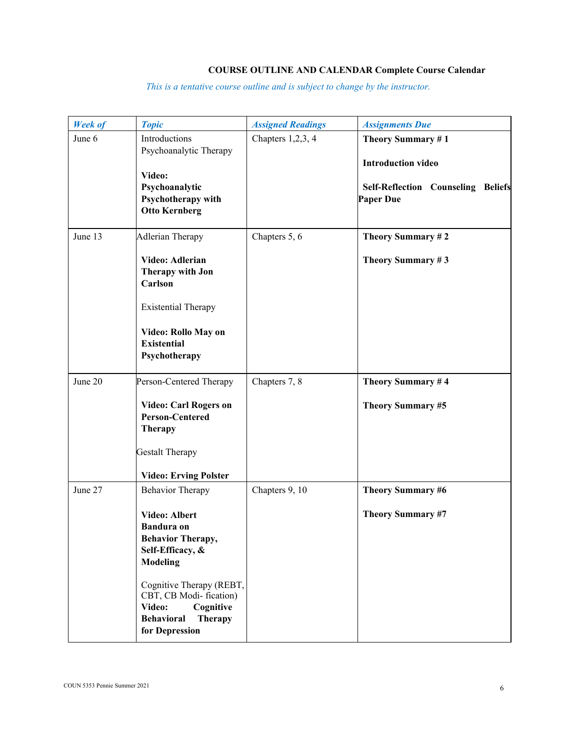**COURSE OUTLINE AND CALENDAR Complete Course Calendar**

*This is a tentative course outline and is subject to change by the instructor.*

| *Week of* | *Topic* | *Assigned Readings* | *Assignments Due* |
|---|---|---|---|
| June 6 | Introductions<br>Psychoanalytic Therapy<br><br>**Video: Psychoanalytic Psychotherapy with Otto Kernberg** | Chapters 1,2,3, 4 | **Theory Summary # 1**<br><br>**Introduction video**<br><br>**Self-Reflection Counseling Beliefs Paper Due** |
| June 13 | Adlerian Therapy<br><br>**Video: Adlerian Therapy with Jon Carlson**<br><br>Existential Therapy<br><br>**Video: Rollo May on Existential Psychotherapy** | Chapters 5, 6 | **Theory Summary # 2**<br><br>**Theory Summary # 3** |
| June 20 | Person-Centered Therapy<br><br>**Video: Carl Rogers on Person-Centered Therapy**<br><br>Gestalt Therapy<br><br>**Video: Erving Polster** | Chapters 7, 8 | **Theory Summary # 4**<br><br>**Theory Summary #5** |
| June 27 | Behavior Therapy<br><br>**Video: Albert Bandura on Behavior Therapy, Self-Efficacy, & Modeling**<br><br>Cognitive Therapy (REBT, CBT, CB Modi- fication)<br>**Video: Cognitive Behavioral Therapy for Depression** | Chapters 9, 10 | **Theory Summary #6**<br><br>**Theory Summary #7** |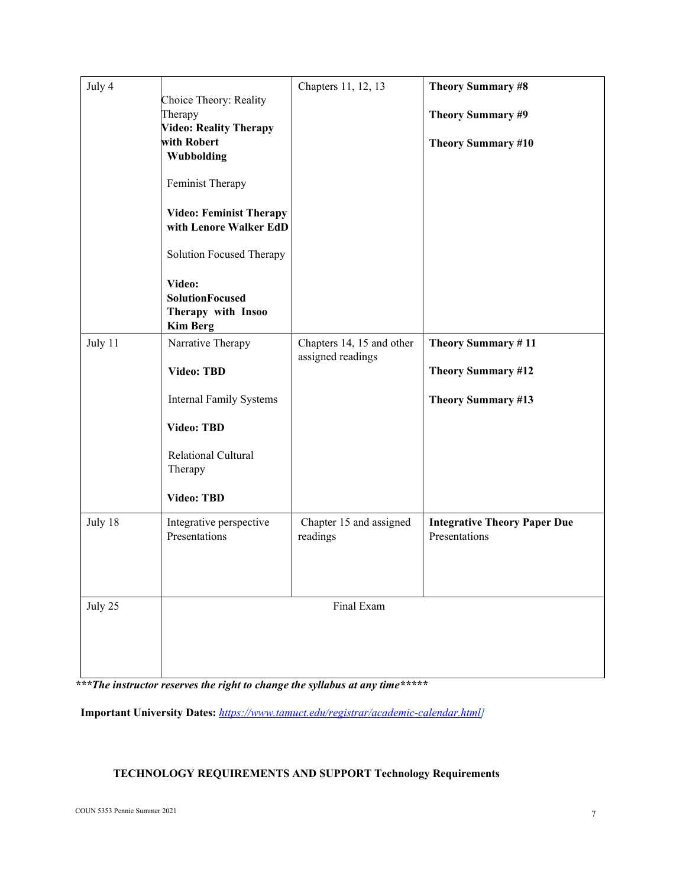| | | | |
|---|---|---|---|
| July 4 | Choice Theory: Reality Therapy<br>**Video: Reality Therapy with Robert Wubbolding**<br><br>Feminist Therapy<br><br>**Video: Feminist Therapy with Lenore Walker EdD**<br><br>Solution Focused Therapy<br><br>**Video: SolutionFocused Therapy with Insoo Kim Berg** | Chapters 11, 12, 13 | **Theory Summary #8**<br><br>**Theory Summary #9**<br><br>**Theory Summary #10** |
| July 11 | Narrative Therapy<br><br>**Video: TBD**<br><br>Internal Family Systems<br><br>**Video: TBD**<br><br>Relational Cultural Therapy<br><br>**Video: TBD** | Chapters 14, 15 and other assigned readings | **Theory Summary # 11**<br><br>**Theory Summary #12**<br><br>**Theory Summary #13** |
| July 18 | Integrative perspective Presentations | Chapter 15 and assigned readings | **Integrative Theory Paper Due**<br>Presentations |
| July 25 | Final Exam | | |

***\*\*\*The instructor reserves the right to change the syllabus at any time\*\*\*\*\****

**Important University Dates:** *https://www.tamuct.edu/registrar/academic-calendar.html]*

**TECHNOLOGY REQUIREMENTS AND SUPPORT Technology Requirements**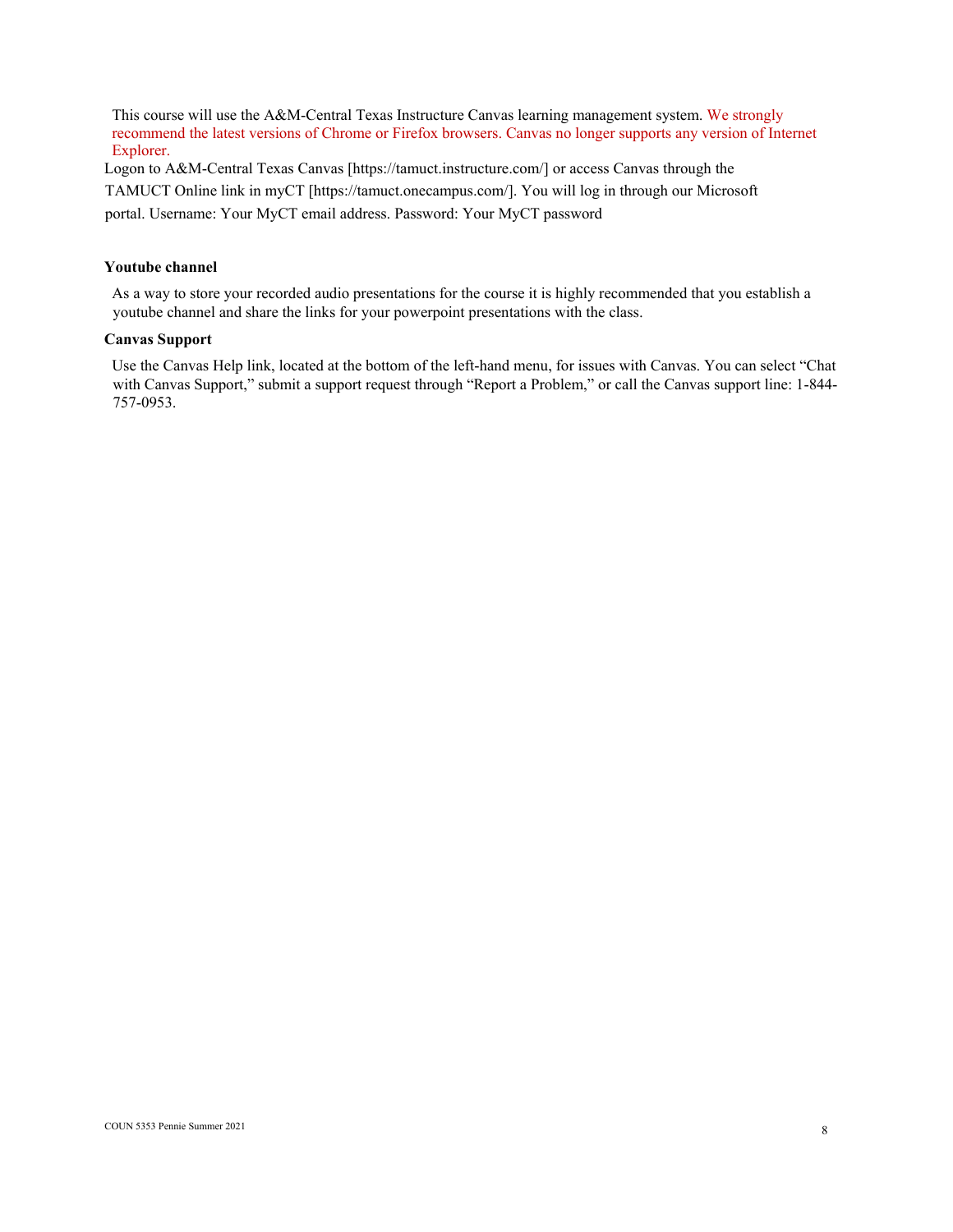This course will use the A&M-Central Texas Instructure Canvas learning management system. We strongly recommend the latest versions of Chrome or Firefox browsers. Canvas no longer supports any version of Internet Explorer.

Logon to A&M-Central Texas Canvas [https://tamuct.instructure.com/] or access Canvas through the TAMUCT Online link in myCT [https://tamuct.onecampus.com/]. You will log in through our Microsoft portal. Username: Your MyCT email address. Password: Your MyCT password

**Youtube channel**

As a way to store your recorded audio presentations for the course it is highly recommended that you establish a youtube channel and share the links for your powerpoint presentations with the class.

**Canvas Support**

Use the Canvas Help link, located at the bottom of the left-hand menu, for issues with Canvas. You can select "Chat with Canvas Support," submit a support request through "Report a Problem," or call the Canvas support line: 1-844-757-0953.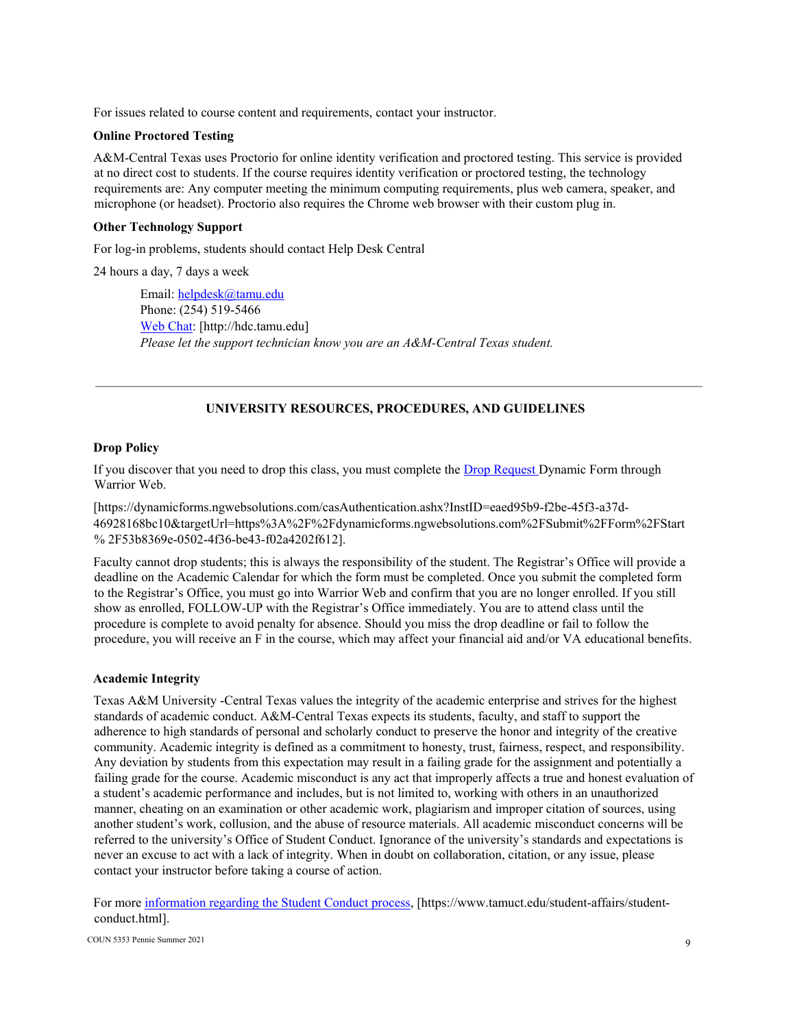For issues related to course content and requirements, contact your instructor.

**Online Proctored Testing**

A&M-Central Texas uses Proctorio for online identity verification and proctored testing. This service is provided at no direct cost to students. If the course requires identity verification or proctored testing, the technology requirements are: Any computer meeting the minimum computing requirements, plus web camera, speaker, and microphone (or headset). Proctorio also requires the Chrome web browser with their custom plug in.

**Other Technology Support**

For log-in problems, students should contact Help Desk Central

24 hours a day, 7 days a week

> Email: helpdesk@tamu.edu
> Phone: (254) 519-5466
> Web Chat: [http://hdc.tamu.edu]
> *Please let the support technician know you are an A&M-Central Texas student.*

---

## UNIVERSITY RESOURCES, PROCEDURES, AND GUIDELINES

**Drop Policy**

If you discover that you need to drop this class, you must complete the Drop Request Dynamic Form through Warrior Web.

[https://dynamicforms.ngwebsolutions.com/casAuthentication.ashx?InstID=eaed95b9-f2be-45f3-a37d-46928168bc10&targetUrl=https%3A%2F%2Fdynamicforms.ngwebsolutions.com%2FSubmit%2FForm%2FStart% 2F53b8369e-0502-4f36-be43-f02a4202f612].

Faculty cannot drop students; this is always the responsibility of the student. The Registrar's Office will provide a deadline on the Academic Calendar for which the form must be completed. Once you submit the completed form to the Registrar's Office, you must go into Warrior Web and confirm that you are no longer enrolled. If you still show as enrolled, FOLLOW-UP with the Registrar's Office immediately. You are to attend class until the procedure is complete to avoid penalty for absence. Should you miss the drop deadline or fail to follow the procedure, you will receive an F in the course, which may affect your financial aid and/or VA educational benefits.

**Academic Integrity**

Texas A&M University -Central Texas values the integrity of the academic enterprise and strives for the highest standards of academic conduct. A&M-Central Texas expects its students, faculty, and staff to support the adherence to high standards of personal and scholarly conduct to preserve the honor and integrity of the creative community. Academic integrity is defined as a commitment to honesty, trust, fairness, respect, and responsibility. Any deviation by students from this expectation may result in a failing grade for the assignment and potentially a failing grade for the course. Academic misconduct is any act that improperly affects a true and honest evaluation of a student's academic performance and includes, but is not limited to, working with others in an unauthorized manner, cheating on an examination or other academic work, plagiarism and improper citation of sources, using another student's work, collusion, and the abuse of resource materials. All academic misconduct concerns will be referred to the university's Office of Student Conduct. Ignorance of the university's standards and expectations is never an excuse to act with a lack of integrity. When in doubt on collaboration, citation, or any issue, please contact your instructor before taking a course of action.

For more information regarding the Student Conduct process, [https://www.tamuct.edu/student-affairs/student-conduct.html].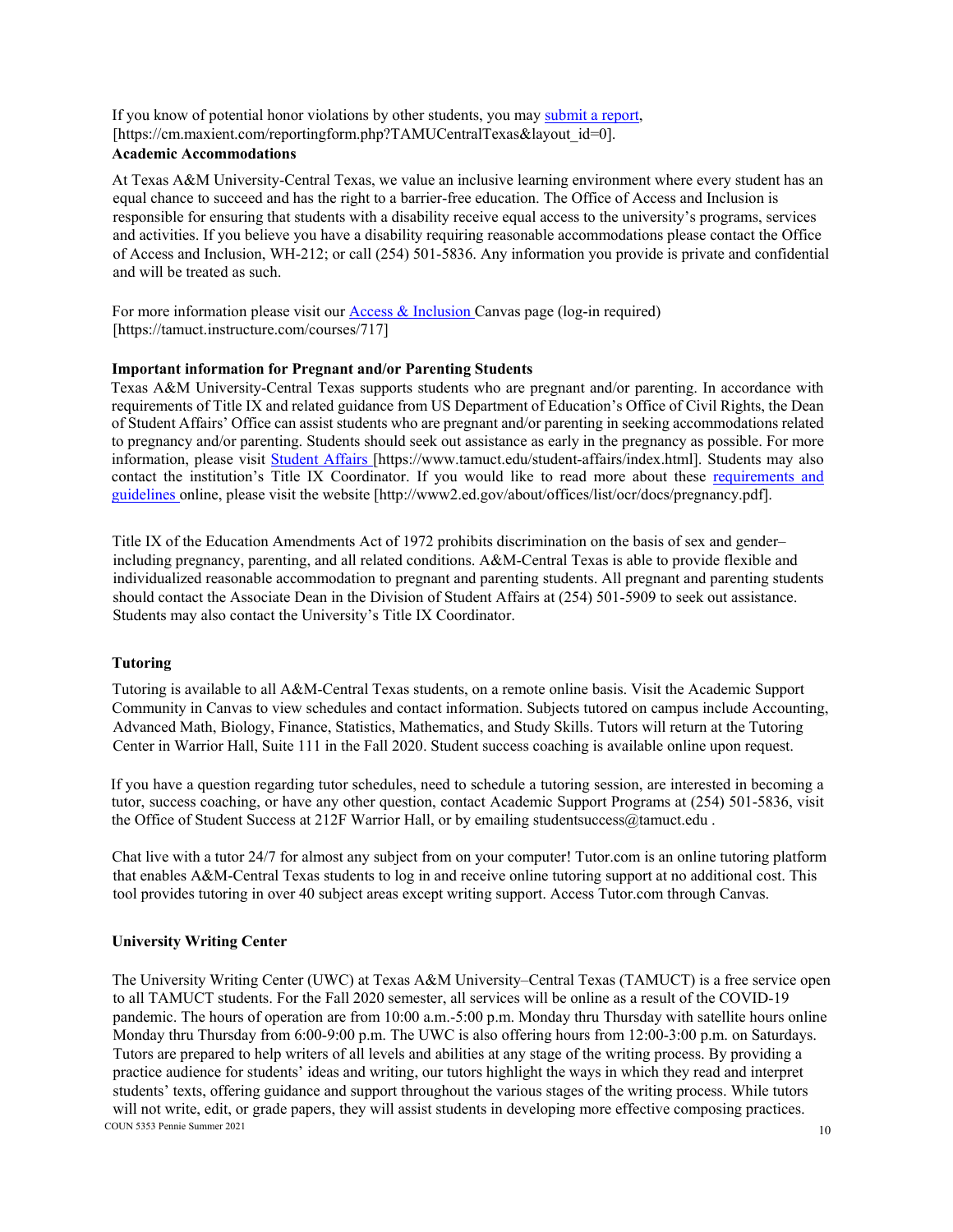If you know of potential honor violations by other students, you may submit a report, [https://cm.maxient.com/reportingform.php?TAMUCentralTexas&layout_id=0].

**Academic Accommodations**

At Texas A&M University-Central Texas, we value an inclusive learning environment where every student has an equal chance to succeed and has the right to a barrier-free education. The Office of Access and Inclusion is responsible for ensuring that students with a disability receive equal access to the university's programs, services and activities. If you believe you have a disability requiring reasonable accommodations please contact the Office of Access and Inclusion, WH-212; or call (254) 501-5836. Any information you provide is private and confidential and will be treated as such.

For more information please visit our Access & Inclusion Canvas page (log-in required) [https://tamuct.instructure.com/courses/717]

**Important information for Pregnant and/or Parenting Students**

Texas A&M University-Central Texas supports students who are pregnant and/or parenting. In accordance with requirements of Title IX and related guidance from US Department of Education's Office of Civil Rights, the Dean of Student Affairs' Office can assist students who are pregnant and/or parenting in seeking accommodations related to pregnancy and/or parenting. Students should seek out assistance as early in the pregnancy as possible. For more information, please visit Student Affairs [https://www.tamuct.edu/student-affairs/index.html]. Students may also contact the institution's Title IX Coordinator. If you would like to read more about these requirements and guidelines online, please visit the website [http://www2.ed.gov/about/offices/list/ocr/docs/pregnancy.pdf].

Title IX of the Education Amendments Act of 1972 prohibits discrimination on the basis of sex and gender– including pregnancy, parenting, and all related conditions. A&M-Central Texas is able to provide flexible and individualized reasonable accommodation to pregnant and parenting students. All pregnant and parenting students should contact the Associate Dean in the Division of Student Affairs at (254) 501-5909 to seek out assistance. Students may also contact the University's Title IX Coordinator.

**Tutoring**

Tutoring is available to all A&M-Central Texas students, on a remote online basis. Visit the Academic Support Community in Canvas to view schedules and contact information. Subjects tutored on campus include Accounting, Advanced Math, Biology, Finance, Statistics, Mathematics, and Study Skills. Tutors will return at the Tutoring Center in Warrior Hall, Suite 111 in the Fall 2020. Student success coaching is available online upon request.

If you have a question regarding tutor schedules, need to schedule a tutoring session, are interested in becoming a tutor, success coaching, or have any other question, contact Academic Support Programs at (254) 501-5836, visit the Office of Student Success at 212F Warrior Hall, or by emailing studentsuccess@tamuct.edu .

Chat live with a tutor 24/7 for almost any subject from on your computer! Tutor.com is an online tutoring platform that enables A&M-Central Texas students to log in and receive online tutoring support at no additional cost. This tool provides tutoring in over 40 subject areas except writing support. Access Tutor.com through Canvas.

**University Writing Center**

The University Writing Center (UWC) at Texas A&M University–Central Texas (TAMUCT) is a free service open to all TAMUCT students. For the Fall 2020 semester, all services will be online as a result of the COVID-19 pandemic. The hours of operation are from 10:00 a.m.-5:00 p.m. Monday thru Thursday with satellite hours online Monday thru Thursday from 6:00-9:00 p.m. The UWC is also offering hours from 12:00-3:00 p.m. on Saturdays. Tutors are prepared to help writers of all levels and abilities at any stage of the writing process. By providing a practice audience for students' ideas and writing, our tutors highlight the ways in which they read and interpret students' texts, offering guidance and support throughout the various stages of the writing process. While tutors will not write, edit, or grade papers, they will assist students in developing more effective composing practices.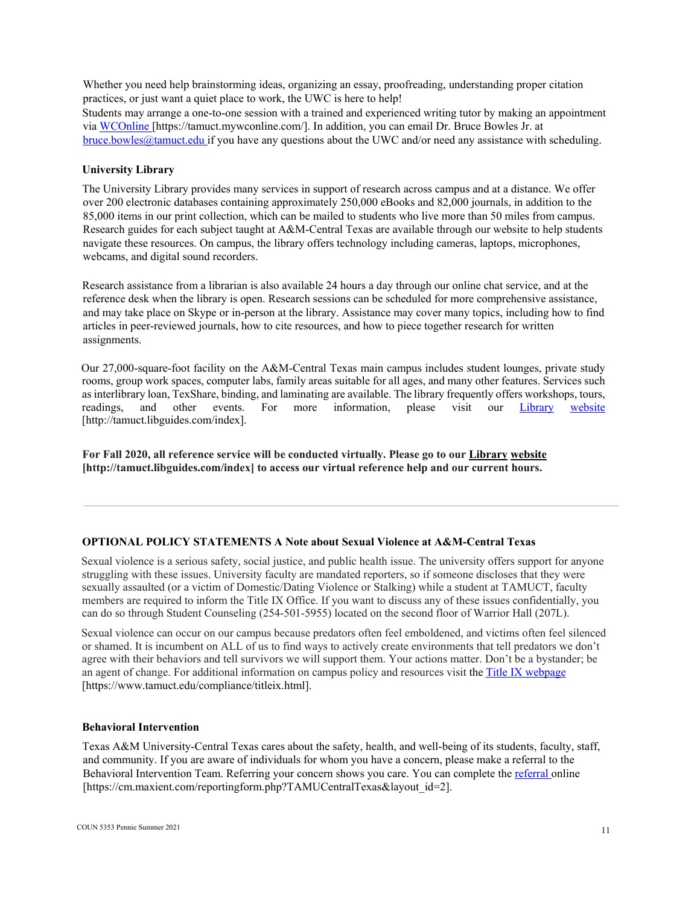Whether you need help brainstorming ideas, organizing an essay, proofreading, understanding proper citation practices, or just want a quiet place to work, the UWC is here to help!
Students may arrange a one-to-one session with a trained and experienced writing tutor by making an appointment via WCOnline [https://tamuct.mywconline.com/]. In addition, you can email Dr. Bruce Bowles Jr. at bruce.bowles@tamuct.edu if you have any questions about the UWC and/or need any assistance with scheduling.

### University Library

The University Library provides many services in support of research across campus and at a distance. We offer over 200 electronic databases containing approximately 250,000 eBooks and 82,000 journals, in addition to the 85,000 items in our print collection, which can be mailed to students who live more than 50 miles from campus. Research guides for each subject taught at A&M-Central Texas are available through our website to help students navigate these resources. On campus, the library offers technology including cameras, laptops, microphones, webcams, and digital sound recorders.

Research assistance from a librarian is also available 24 hours a day through our online chat service, and at the reference desk when the library is open. Research sessions can be scheduled for more comprehensive assistance, and may take place on Skype or in-person at the library. Assistance may cover many topics, including how to find articles in peer-reviewed journals, how to cite resources, and how to piece together research for written assignments.

Our 27,000-square-foot facility on the A&M-Central Texas main campus includes student lounges, private study rooms, group work spaces, computer labs, family areas suitable for all ages, and many other features. Services such as interlibrary loan, TexShare, binding, and laminating are available. The library frequently offers workshops, tours, readings, and other events. For more information, please visit our Library website [http://tamuct.libguides.com/index].

**For Fall 2020, all reference service will be conducted virtually. Please go to our Library website [http://tamuct.libguides.com/index] to access our virtual reference help and our current hours.**

---

### OPTIONAL POLICY STATEMENTS A Note about Sexual Violence at A&M-Central Texas

Sexual violence is a serious safety, social justice, and public health issue. The university offers support for anyone struggling with these issues. University faculty are mandated reporters, so if someone discloses that they were sexually assaulted (or a victim of Domestic/Dating Violence or Stalking) while a student at TAMUCT, faculty members are required to inform the Title IX Office. If you want to discuss any of these issues confidentially, you can do so through Student Counseling (254-501-5955) located on the second floor of Warrior Hall (207L).

Sexual violence can occur on our campus because predators often feel emboldened, and victims often feel silenced or shamed. It is incumbent on ALL of us to find ways to actively create environments that tell predators we don't agree with their behaviors and tell survivors we will support them. Your actions matter. Don't be a bystander; be an agent of change. For additional information on campus policy and resources visit the Title IX webpage [https://www.tamuct.edu/compliance/titleix.html].

### Behavioral Intervention

Texas A&M University-Central Texas cares about the safety, health, and well-being of its students, faculty, staff, and community. If you are aware of individuals for whom you have a concern, please make a referral to the Behavioral Intervention Team. Referring your concern shows you care. You can complete the referral online [https://cm.maxient.com/reportingform.php?TAMUCentralTexas&layout_id=2].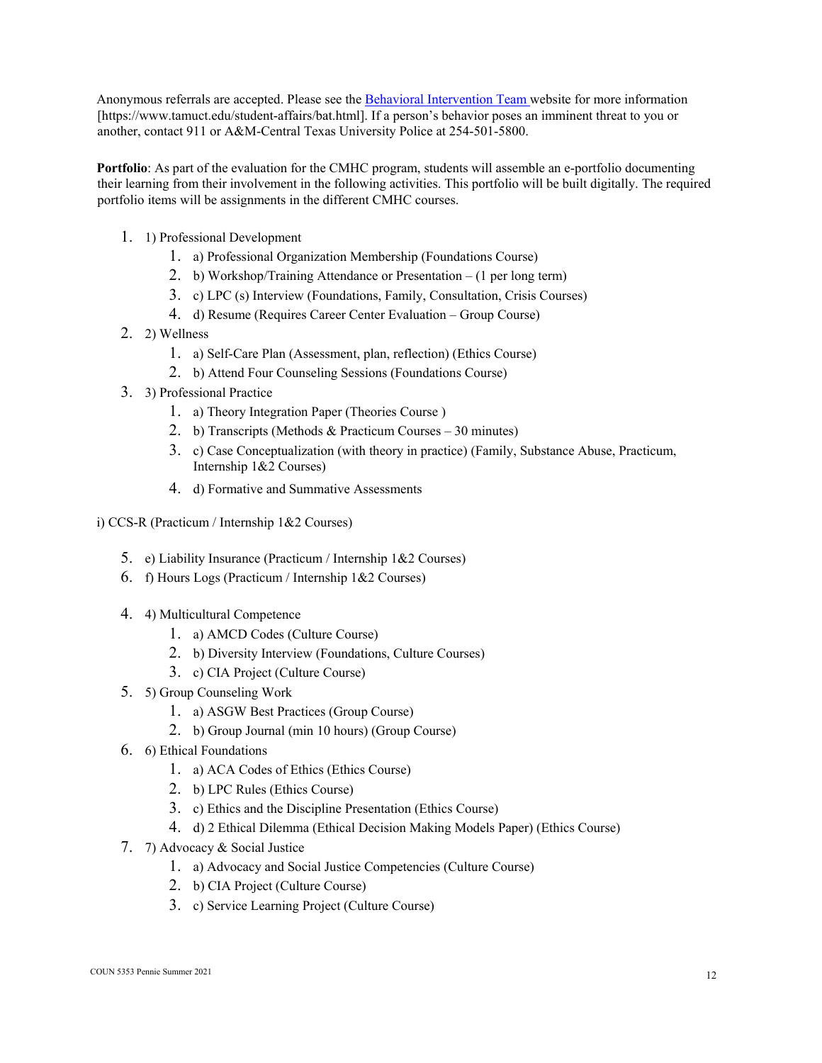Anonymous referrals are accepted. Please see the [Behavioral Intervention Team](https://www.tamuct.edu/student-affairs/bat.html) website for more information [https://www.tamuct.edu/student-affairs/bat.html]. If a person's behavior poses an imminent threat to you or another, contact 911 or A&M-Central Texas University Police at 254-501-5800.

**Portfolio**: As part of the evaluation for the CMHC program, students will assemble an e-portfolio documenting their learning from their involvement in the following activities. This portfolio will be built digitally. The required portfolio items will be assignments in the different CMHC courses.

1. 1) Professional Development
    1. a) Professional Organization Membership (Foundations Course)
    2. b) Workshop/Training Attendance or Presentation – (1 per long term)
    3. c) LPC (s) Interview (Foundations, Family, Consultation, Crisis Courses)
    4. d) Resume (Requires Career Center Evaluation – Group Course)
2. 2) Wellness
    1. a) Self-Care Plan (Assessment, plan, reflection) (Ethics Course)
    2. b) Attend Four Counseling Sessions (Foundations Course)
3. 3) Professional Practice
    1. a) Theory Integration Paper (Theories Course )
    2. b) Transcripts (Methods & Practicum Courses – 30 minutes)
    3. c) Case Conceptualization (with theory in practice) (Family, Substance Abuse, Practicum, Internship 1&2 Courses)
    4. d) Formative and Summative Assessments

i) CCS-R (Practicum / Internship 1&2 Courses)

5. e) Liability Insurance (Practicum / Internship 1&2 Courses)
6. f) Hours Logs (Practicum / Internship 1&2 Courses)

4. 4) Multicultural Competence
    1. a) AMCD Codes (Culture Course)
    2. b) Diversity Interview (Foundations, Culture Courses)
    3. c) CIA Project (Culture Course)
5. 5) Group Counseling Work
    1. a) ASGW Best Practices (Group Course)
    2. b) Group Journal (min 10 hours) (Group Course)
6. 6) Ethical Foundations
    1. a) ACA Codes of Ethics (Ethics Course)
    2. b) LPC Rules (Ethics Course)
    3. c) Ethics and the Discipline Presentation (Ethics Course)
    4. d) 2 Ethical Dilemma (Ethical Decision Making Models Paper) (Ethics Course)
7. 7) Advocacy & Social Justice
    1. a) Advocacy and Social Justice Competencies (Culture Course)
    2. b) CIA Project (Culture Course)
    3. c) Service Learning Project (Culture Course)